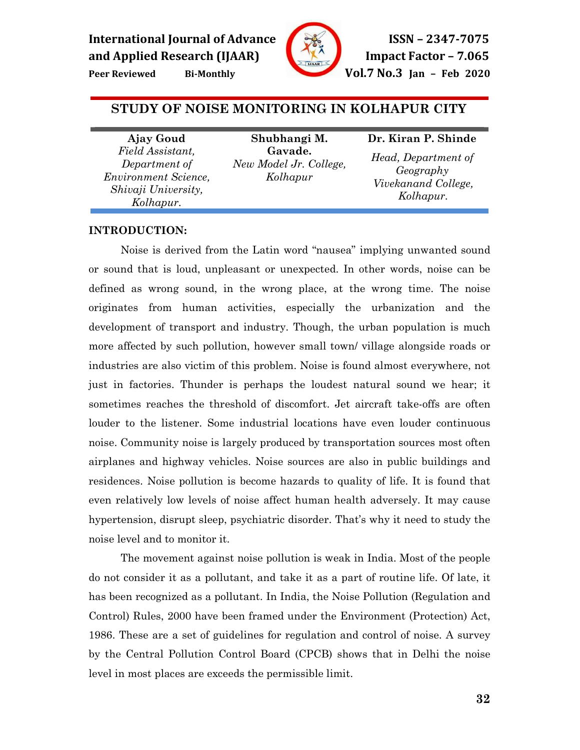# STUDY OF NOISE MONITORING IN KOLHAPUR CITY

**Ajay Goud**
*Field Assistant, Department of Environment Science, Shivaji University, Kolhapur.*

**Shubhangi M. Gavade.**
*New Model Jr. College, Kolhapur*

**Dr. Kiran P. Shinde**
*Head, Department of Geography Vivekanand College, Kolhapur.*

## INTRODUCTION:

Noise is derived from the Latin word "nausea" implying unwanted sound or sound that is loud, unpleasant or unexpected. In other words, noise can be defined as wrong sound, in the wrong place, at the wrong time. The noise originates from human activities, especially the urbanization and the development of transport and industry. Though, the urban population is much more affected by such pollution, however small town/ village alongside roads or industries are also victim of this problem. Noise is found almost everywhere, not just in factories. Thunder is perhaps the loudest natural sound we hear; it sometimes reaches the threshold of discomfort. Jet aircraft take-offs are often louder to the listener. Some industrial locations have even louder continuous noise. Community noise is largely produced by transportation sources most often airplanes and highway vehicles. Noise sources are also in public buildings and residences. Noise pollution is become hazards to quality of life. It is found that even relatively low levels of noise affect human health adversely. It may cause hypertension, disrupt sleep, psychiatric disorder. That's why it need to study the noise level and to monitor it.

The movement against noise pollution is weak in India. Most of the people do not consider it as a pollutant, and take it as a part of routine life. Of late, it has been recognized as a pollutant. In India, the Noise Pollution (Regulation and Control) Rules, 2000 have been framed under the Environment (Protection) Act, 1986. These are a set of guidelines for regulation and control of noise. A survey by the Central Pollution Control Board (CPCB) shows that in Delhi the noise level in most places are exceeds the permissible limit.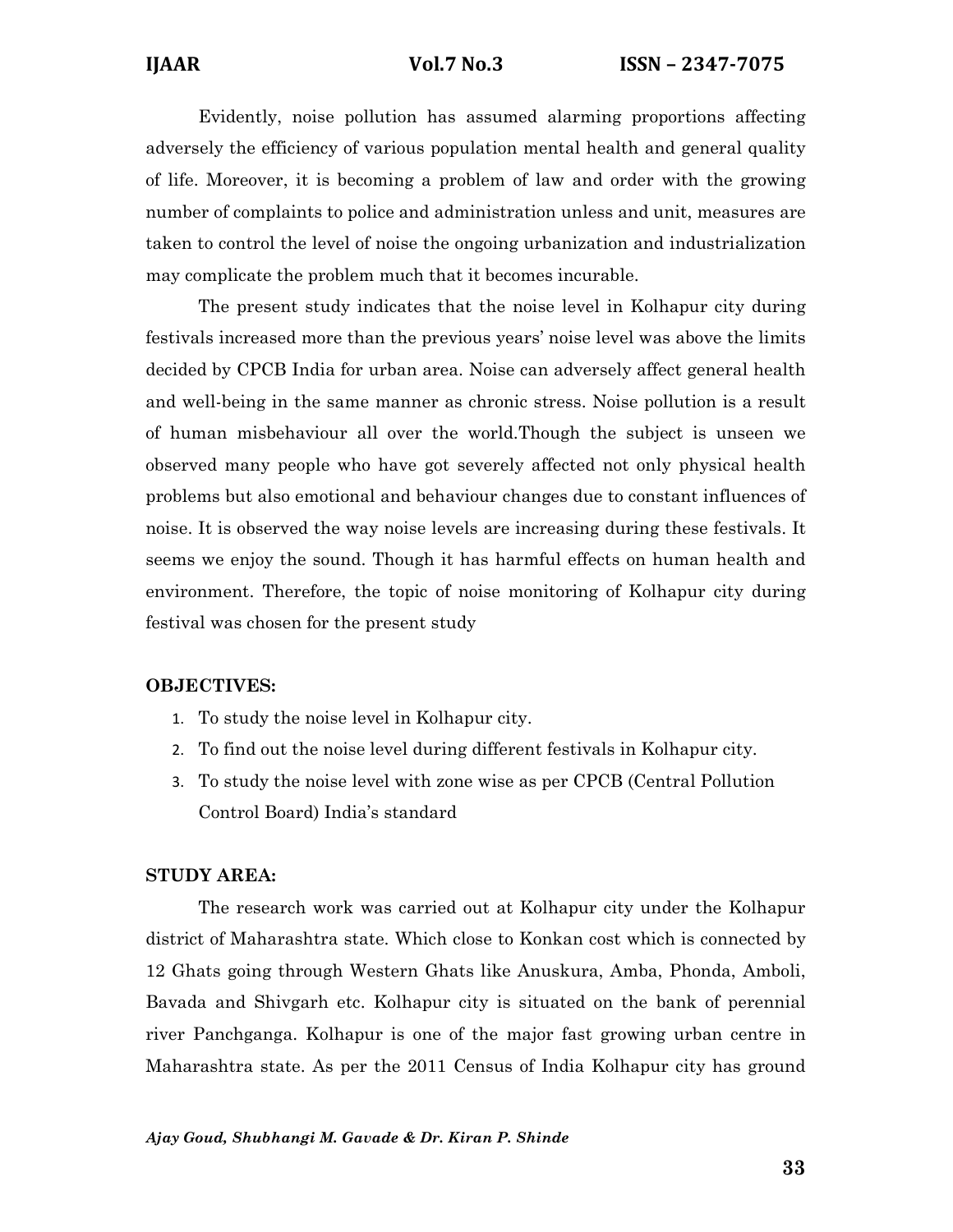Evidently, noise pollution has assumed alarming proportions affecting adversely the efficiency of various population mental health and general quality of life. Moreover, it is becoming a problem of law and order with the growing number of complaints to police and administration unless and unit, measures are taken to control the level of noise the ongoing urbanization and industrialization may complicate the problem much that it becomes incurable.

The present study indicates that the noise level in Kolhapur city during festivals increased more than the previous years' noise level was above the limits decided by CPCB India for urban area. Noise can adversely affect general health and well-being in the same manner as chronic stress. Noise pollution is a result of human misbehaviour all over the world.Though the subject is unseen we observed many people who have got severely affected not only physical health problems but also emotional and behaviour changes due to constant influences of noise. It is observed the way noise levels are increasing during these festivals. It seems we enjoy the sound. Though it has harmful effects on human health and environment. Therefore, the topic of noise monitoring of Kolhapur city during festival was chosen for the present study

**OBJECTIVES:**

1. To study the noise level in Kolhapur city.
2. To find out the noise level during different festivals in Kolhapur city.
3. To study the noise level with zone wise as per CPCB (Central Pollution Control Board) India's standard

**STUDY AREA:**

The research work was carried out at Kolhapur city under the Kolhapur district of Maharashtra state. Which close to Konkan cost which is connected by 12 Ghats going through Western Ghats like Anuskura, Amba, Phonda, Amboli, Bavada and Shivgarh etc. Kolhapur city is situated on the bank of perennial river Panchganga. Kolhapur is one of the major fast growing urban centre in Maharashtra state. As per the 2011 Census of India Kolhapur city has ground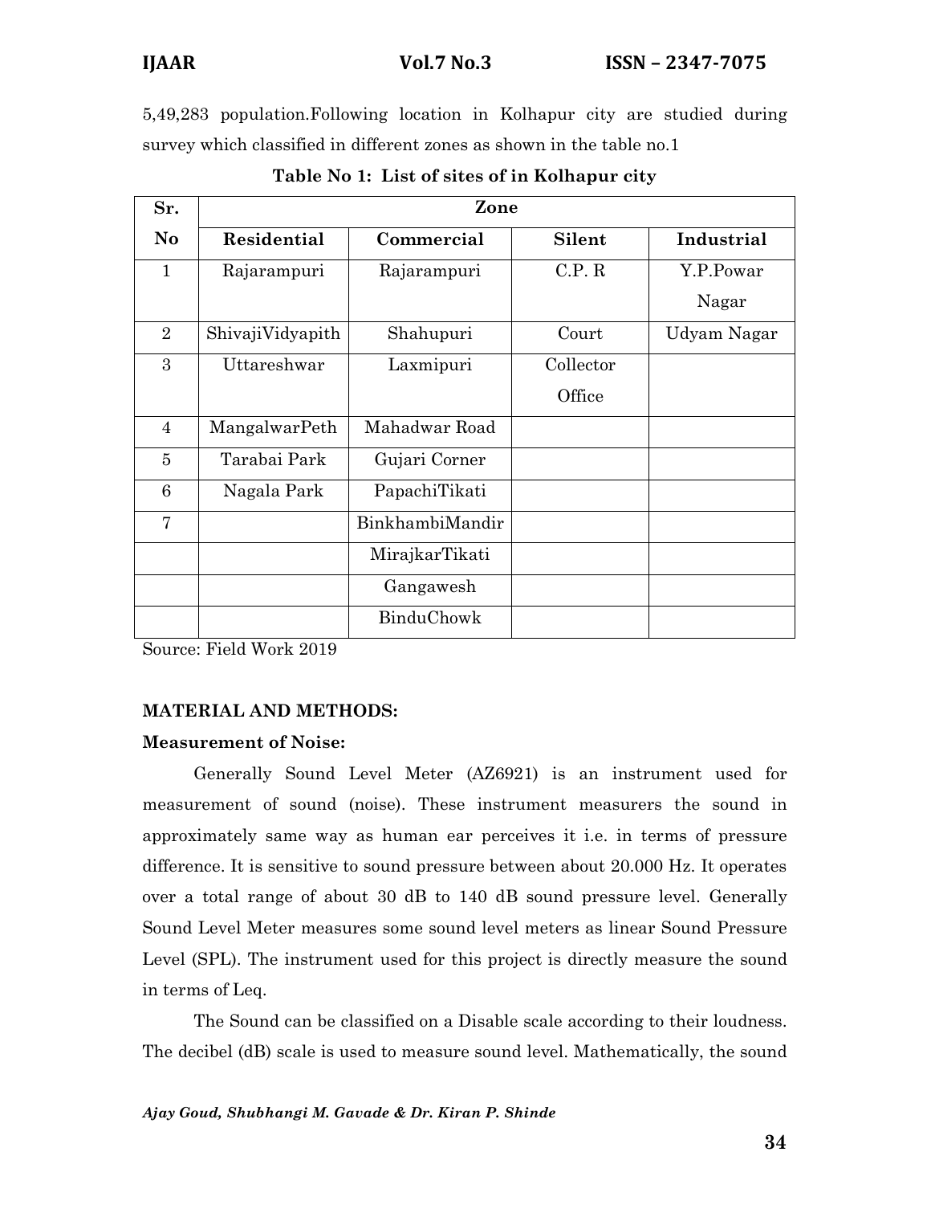5,49,283 population.Following location in Kolhapur city are studied during survey which classified in different zones as shown in the table no.1

**Table No 1: List of sites of in Kolhapur city**

| Sr. No | Zone | | | |
|---|---|---|---|---|
| | **Residential** | **Commercial** | **Silent** | **Industrial** |
| 1 | Rajarampuri | Rajarampuri | C.P. R | Y.P.Powar Nagar |
| 2 | ShivajiVidyapith | Shahupuri | Court | Udyam Nagar |
| 3 | Uttareshwar | Laxmipuri | Collector Office | |
| 4 | MangalwarPeth | Mahadwar Road | | |
| 5 | Tarabai Park | Gujari Corner | | |
| 6 | Nagala Park | PapachiTikati | | |
| 7 | | BinkhambiMandir | | |
| | | MirajkarTikati | | |
| | | Gangawesh | | |
| | | BinduChowk | | |

Source: Field Work 2019

## MATERIAL AND METHODS:

### Measurement of Noise:

Generally Sound Level Meter (AZ6921) is an instrument used for measurement of sound (noise). These instrument measurers the sound in approximately same way as human ear perceives it i.e. in terms of pressure difference. It is sensitive to sound pressure between about 20.000 Hz. It operates over a total range of about 30 dB to 140 dB sound pressure level. Generally Sound Level Meter measures some sound level meters as linear Sound Pressure Level (SPL). The instrument used for this project is directly measure the sound in terms of Leq.

The Sound can be classified on a Disable scale according to their loudness. The decibel (dB) scale is used to measure sound level. Mathematically, the sound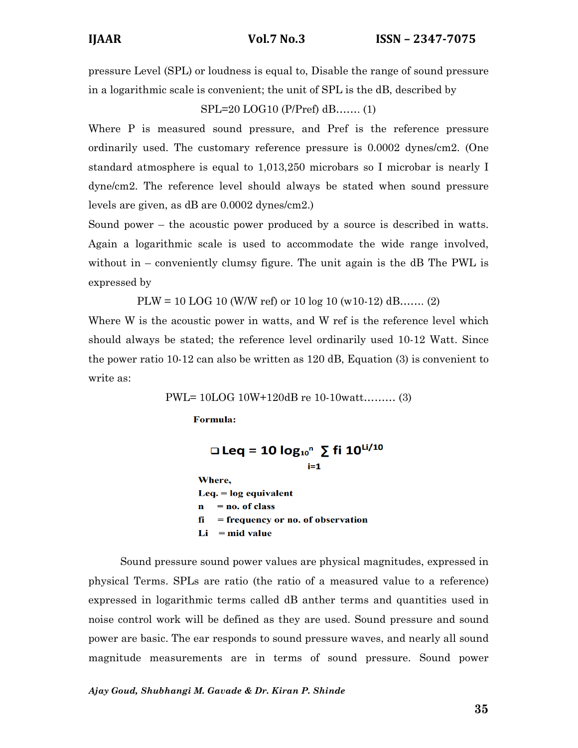pressure Level (SPL) or loudness is equal to, Disable the range of sound pressure in a logarithmic scale is convenient; the unit of SPL is the dB, described by

$$SPL=20\ LOG10\ (P/Pref)\ dB\ldots\ldots.\ (1)$$

Where P is measured sound pressure, and Pref is the reference pressure ordinarily used. The customary reference pressure is 0.0002 dynes/cm2. (One standard atmosphere is equal to 1,013,250 microbars so I microbar is nearly I dyne/cm2. The reference level should always be stated when sound pressure levels are given, as dB are 0.0002 dynes/cm2.)

Sound power – the acoustic power produced by a source is described in watts. Again a logarithmic scale is used to accommodate the wide range involved, without in – conveniently clumsy figure. The unit again is the dB The PWL is expressed by

$$PLW = 10\ LOG\ 10\ (W/W\ ref)\ \text{or}\ 10\ log\ 10\ (w10\text{-}12)\ dB\ldots\ldots.\ (2)$$

Where W is the acoustic power in watts, and W ref is the reference level which should always be stated; the reference level ordinarily used 10-12 Watt. Since the power ratio 10-12 can also be written as 120 dB, Equation (3) is convenient to write as:

$$PWL= 10LOG\ 10W+120dB\ re\ 10\text{-}10watt\ldots\ldots\ldots\ (3)$$

**Formula:**

$$\text{Leq} = 10\ \log_{10}{}^{n} \sum_{i=1} fi\ 10^{Li/10}$$

**Where,**

**Leq. = log equivalent**

**n = no. of class**

**fi = frequency or no. of observation**

**Li = mid value**

Sound pressure sound power values are physical magnitudes, expressed in physical Terms. SPLs are ratio (the ratio of a measured value to a reference) expressed in logarithmic terms called dB anther terms and quantities used in noise control work will be defined as they are used. Sound pressure and sound power are basic. The ear responds to sound pressure waves, and nearly all sound magnitude measurements are in terms of sound pressure. Sound power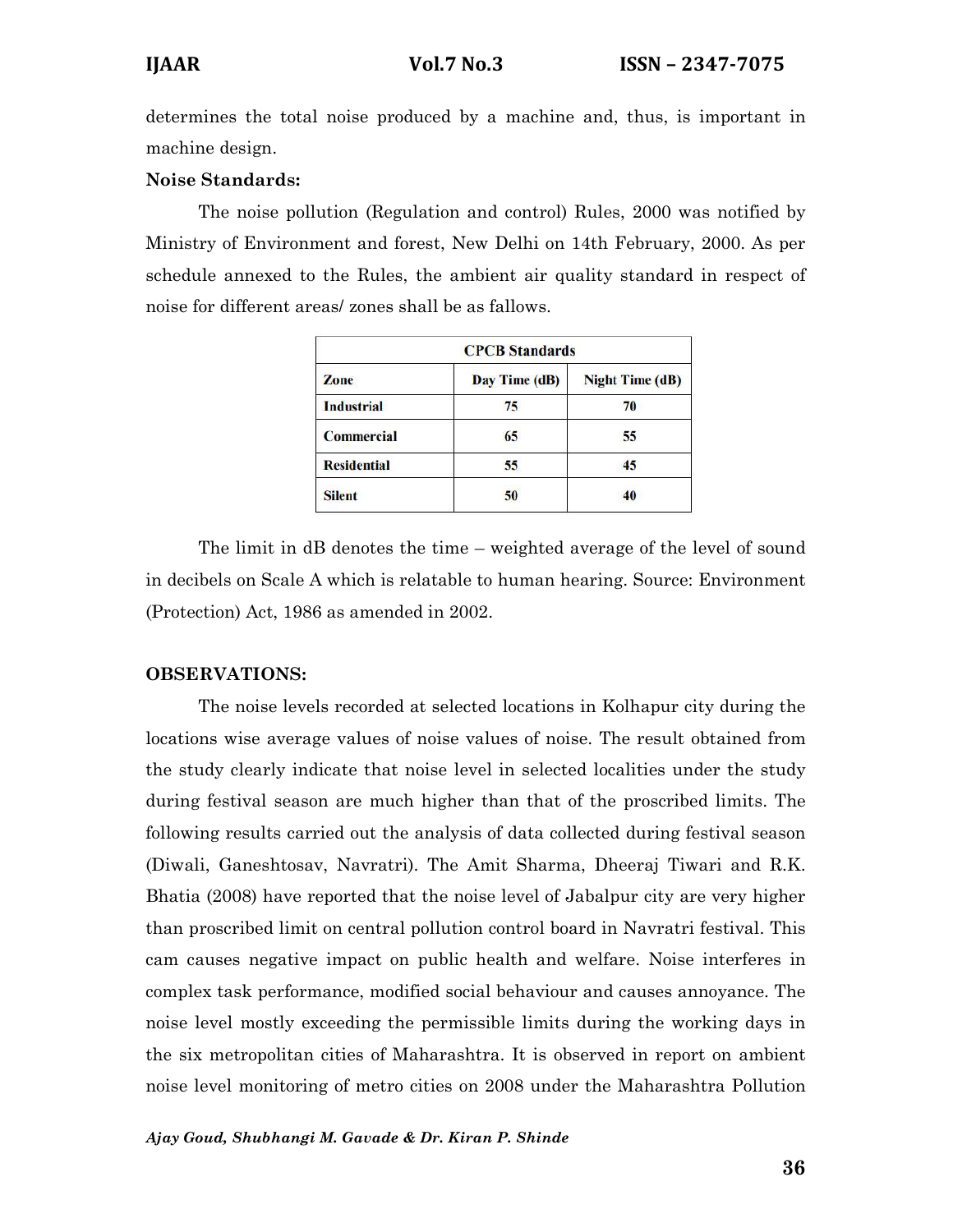determines the total noise produced by a machine and, thus, is important in machine design.

**Noise Standards:**

The noise pollution (Regulation and control) Rules, 2000 was notified by Ministry of Environment and forest, New Delhi on 14th February, 2000. As per schedule annexed to the Rules, the ambient air quality standard in respect of noise for different areas/ zones shall be as fallows.

| CPCB Standards | | |
|---|---|---|
| **Zone** | **Day Time (dB)** | **Night Time (dB)** |
| **Industrial** | 75 | 70 |
| **Commercial** | 65 | 55 |
| **Residential** | 55 | 45 |
| **Silent** | 50 | 40 |

The limit in dB denotes the time – weighted average of the level of sound in decibels on Scale A which is relatable to human hearing. Source: Environment (Protection) Act, 1986 as amended in 2002.

**OBSERVATIONS:**

The noise levels recorded at selected locations in Kolhapur city during the locations wise average values of noise values of noise. The result obtained from the study clearly indicate that noise level in selected localities under the study during festival season are much higher than that of the proscribed limits. The following results carried out the analysis of data collected during festival season (Diwali, Ganeshtosav, Navratri). The Amit Sharma, Dheeraj Tiwari and R.K. Bhatia (2008) have reported that the noise level of Jabalpur city are very higher than proscribed limit on central pollution control board in Navratri festival. This cam causes negative impact on public health and welfare. Noise interferes in complex task performance, modified social behaviour and causes annoyance. The noise level mostly exceeding the permissible limits during the working days in the six metropolitan cities of Maharashtra. It is observed in report on ambient noise level monitoring of metro cities on 2008 under the Maharashtra Pollution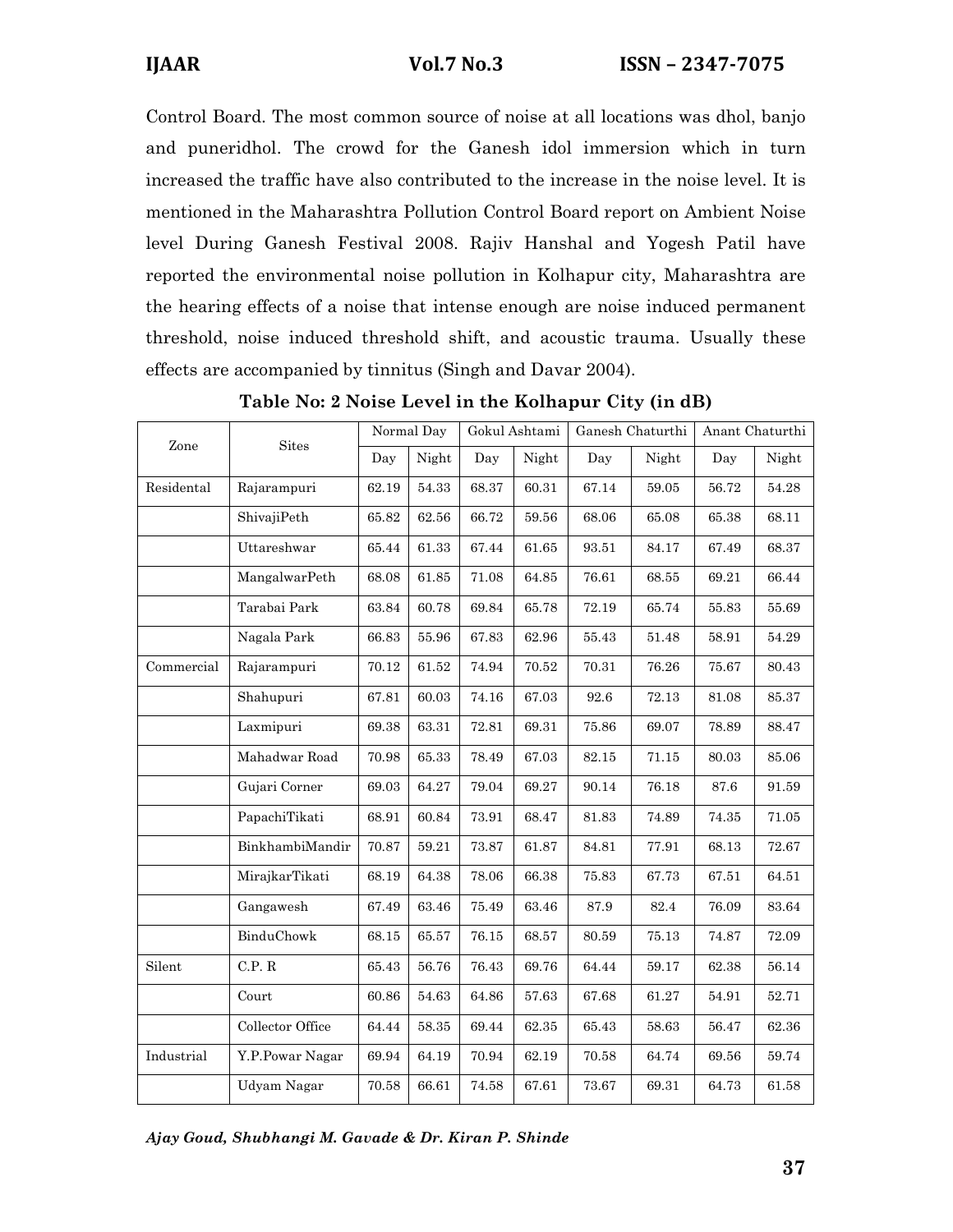Control Board. The most common source of noise at all locations was dhol, banjo and puneridhol. The crowd for the Ganesh idol immersion which in turn increased the traffic have also contributed to the increase in the noise level. It is mentioned in the Maharashtra Pollution Control Board report on Ambient Noise level During Ganesh Festival 2008. Rajiv Hanshal and Yogesh Patil have reported the environmental noise pollution in Kolhapur city, Maharashtra are the hearing effects of a noise that intense enough are noise induced permanent threshold, noise induced threshold shift, and acoustic trauma. Usually these effects are accompanied by tinnitus (Singh and Davar 2004).

**Table No: 2 Noise Level in the Kolhapur City (in dB)**

| Zone | Sites | Normal Day | | Gokul Ashtami | | Ganesh Chaturthi | | Anant Chaturthi | |
|---|---|---|---|---|---|---|---|---|---|
| | | Day | Night | Day | Night | Day | Night | Day | Night |
| Residental | Rajarampuri | 62.19 | 54.33 | 68.37 | 60.31 | 67.14 | 59.05 | 56.72 | 54.28 |
| | ShivajiPeth | 65.82 | 62.56 | 66.72 | 59.56 | 68.06 | 65.08 | 65.38 | 68.11 |
| | Uttareshwar | 65.44 | 61.33 | 67.44 | 61.65 | 93.51 | 84.17 | 67.49 | 68.37 |
| | MangalwarPeth | 68.08 | 61.85 | 71.08 | 64.85 | 76.61 | 68.55 | 69.21 | 66.44 |
| | Tarabai Park | 63.84 | 60.78 | 69.84 | 65.78 | 72.19 | 65.74 | 55.83 | 55.69 |
| | Nagala Park | 66.83 | 55.96 | 67.83 | 62.96 | 55.43 | 51.48 | 58.91 | 54.29 |
| Commercial | Rajarampuri | 70.12 | 61.52 | 74.94 | 70.52 | 70.31 | 76.26 | 75.67 | 80.43 |
| | Shahupuri | 67.81 | 60.03 | 74.16 | 67.03 | 92.6 | 72.13 | 81.08 | 85.37 |
| | Laxmipuri | 69.38 | 63.31 | 72.81 | 69.31 | 75.86 | 69.07 | 78.89 | 88.47 |
| | Mahadwar Road | 70.98 | 65.33 | 78.49 | 67.03 | 82.15 | 71.15 | 80.03 | 85.06 |
| | Gujari Corner | 69.03 | 64.27 | 79.04 | 69.27 | 90.14 | 76.18 | 87.6 | 91.59 |
| | PapachiTikati | 68.91 | 60.84 | 73.91 | 68.47 | 81.83 | 74.89 | 74.35 | 71.05 |
| | BinkhambiMandir | 70.87 | 59.21 | 73.87 | 61.87 | 84.81 | 77.91 | 68.13 | 72.67 |
| | MirajkarTikati | 68.19 | 64.38 | 78.06 | 66.38 | 75.83 | 67.73 | 67.51 | 64.51 |
| | Gangawesh | 67.49 | 63.46 | 75.49 | 63.46 | 87.9 | 82.4 | 76.09 | 83.64 |
| | BinduChowk | 68.15 | 65.57 | 76.15 | 68.57 | 80.59 | 75.13 | 74.87 | 72.09 |
| Silent | C.P. R | 65.43 | 56.76 | 76.43 | 69.76 | 64.44 | 59.17 | 62.38 | 56.14 |
| | Court | 60.86 | 54.63 | 64.86 | 57.63 | 67.68 | 61.27 | 54.91 | 52.71 |
| | Collector Office | 64.44 | 58.35 | 69.44 | 62.35 | 65.43 | 58.63 | 56.47 | 62.36 |
| Industrial | Y.P.Powar Nagar | 69.94 | 64.19 | 70.94 | 62.19 | 70.58 | 64.74 | 69.56 | 59.74 |
| | Udyam Nagar | 70.58 | 66.61 | 74.58 | 67.61 | 73.67 | 69.31 | 64.73 | 61.58 |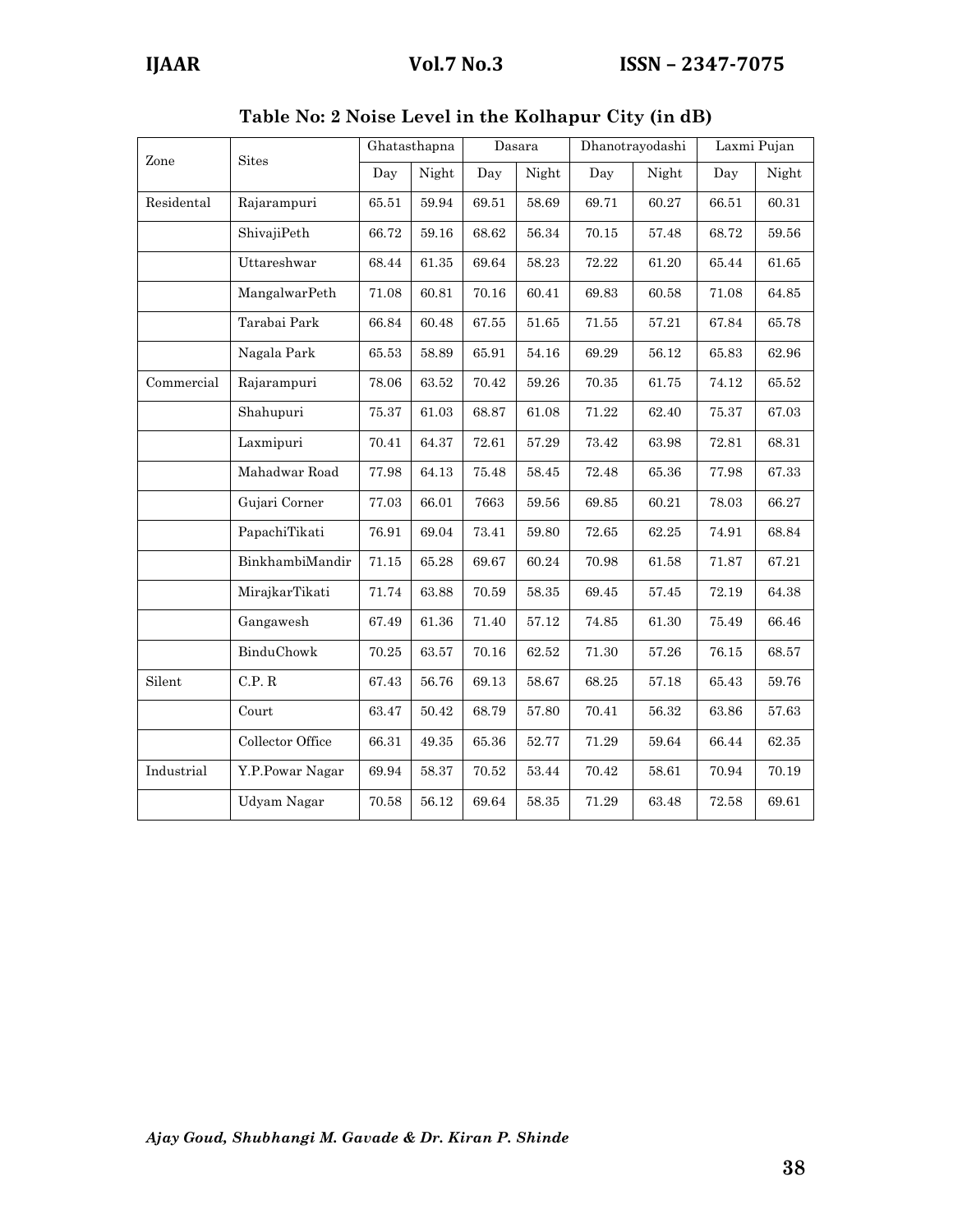**Table No: 2 Noise Level in the Kolhapur City (in dB)**

| Zone | Sites | Ghatasthapna | | Dasara | | Dhanotrayodashi | | Laxmi Pujan | |
|---|---|---|---|---|---|---|---|---|---|
| | | Day | Night | Day | Night | Day | Night | Day | Night |
| Residental | Rajarampuri | 65.51 | 59.94 | 69.51 | 58.69 | 69.71 | 60.27 | 66.51 | 60.31 |
| | ShivajiPeth | 66.72 | 59.16 | 68.62 | 56.34 | 70.15 | 57.48 | 68.72 | 59.56 |
| | Uttareshwar | 68.44 | 61.35 | 69.64 | 58.23 | 72.22 | 61.20 | 65.44 | 61.65 |
| | MangalwarPeth | 71.08 | 60.81 | 70.16 | 60.41 | 69.83 | 60.58 | 71.08 | 64.85 |
| | Tarabai Park | 66.84 | 60.48 | 67.55 | 51.65 | 71.55 | 57.21 | 67.84 | 65.78 |
| | Nagala Park | 65.53 | 58.89 | 65.91 | 54.16 | 69.29 | 56.12 | 65.83 | 62.96 |
| Commercial | Rajarampuri | 78.06 | 63.52 | 70.42 | 59.26 | 70.35 | 61.75 | 74.12 | 65.52 |
| | Shahupuri | 75.37 | 61.03 | 68.87 | 61.08 | 71.22 | 62.40 | 75.37 | 67.03 |
| | Laxmipuri | 70.41 | 64.37 | 72.61 | 57.29 | 73.42 | 63.98 | 72.81 | 68.31 |
| | Mahadwar Road | 77.98 | 64.13 | 75.48 | 58.45 | 72.48 | 65.36 | 77.98 | 67.33 |
| | Gujari Corner | 77.03 | 66.01 | 7663 | 59.56 | 69.85 | 60.21 | 78.03 | 66.27 |
| | PapachiTikati | 76.91 | 69.04 | 73.41 | 59.80 | 72.65 | 62.25 | 74.91 | 68.84 |
| | BinkhambiMandir | 71.15 | 65.28 | 69.67 | 60.24 | 70.98 | 61.58 | 71.87 | 67.21 |
| | MirajkarTikati | 71.74 | 63.88 | 70.59 | 58.35 | 69.45 | 57.45 | 72.19 | 64.38 |
| | Gangawesh | 67.49 | 61.36 | 71.40 | 57.12 | 74.85 | 61.30 | 75.49 | 66.46 |
| | BinduChowk | 70.25 | 63.57 | 70.16 | 62.52 | 71.30 | 57.26 | 76.15 | 68.57 |
| Silent | C.P. R | 67.43 | 56.76 | 69.13 | 58.67 | 68.25 | 57.18 | 65.43 | 59.76 |
| | Court | 63.47 | 50.42 | 68.79 | 57.80 | 70.41 | 56.32 | 63.86 | 57.63 |
| | Collector Office | 66.31 | 49.35 | 65.36 | 52.77 | 71.29 | 59.64 | 66.44 | 62.35 |
| Industrial | Y.P.Powar Nagar | 69.94 | 58.37 | 70.52 | 53.44 | 70.42 | 58.61 | 70.94 | 70.19 |
| | Udyam Nagar | 70.58 | 56.12 | 69.64 | 58.35 | 71.29 | 63.48 | 72.58 | 69.61 |

*Ajay Goud, Shubhangi M. Gavade & Dr. Kiran P. Shinde*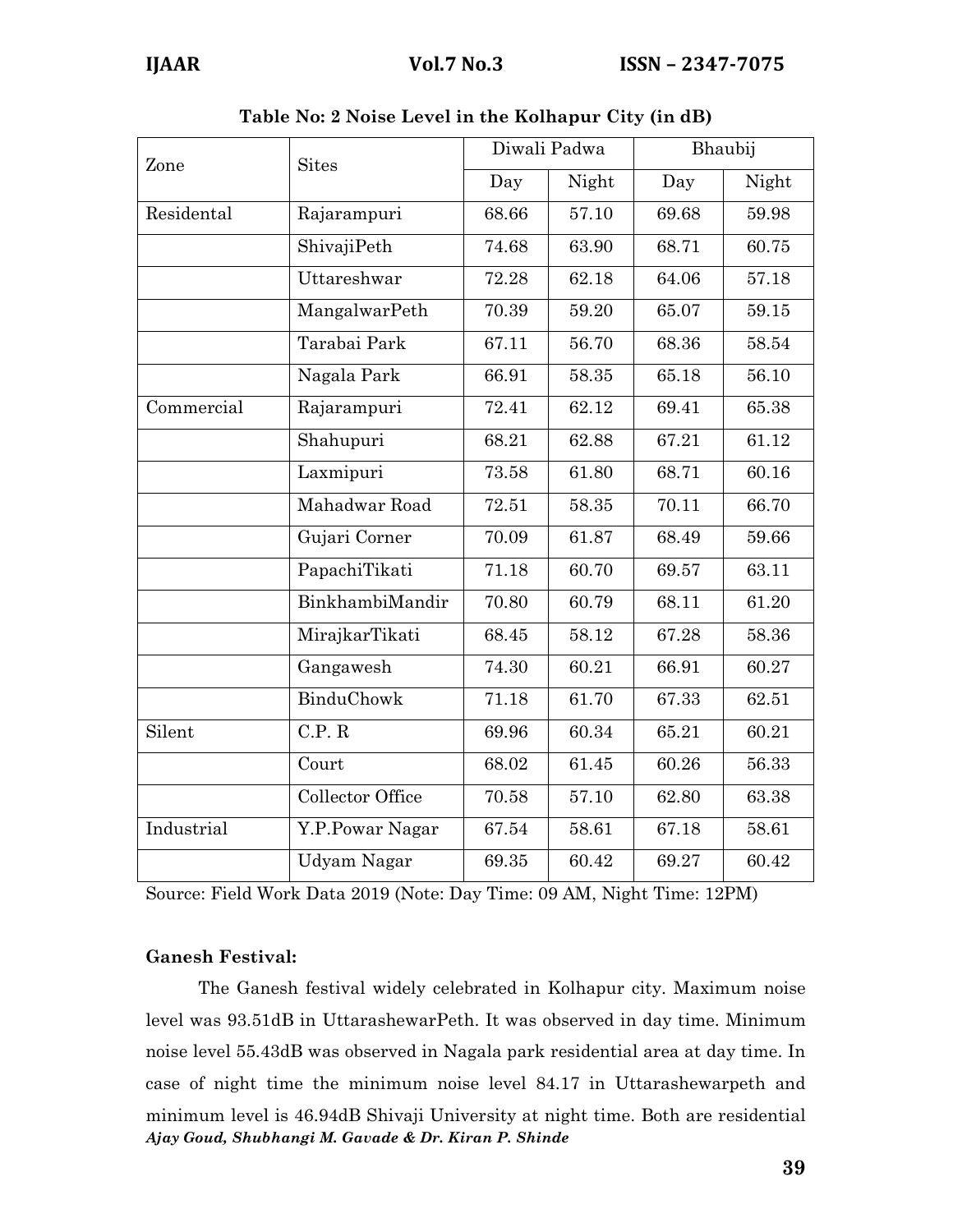**Table No: 2 Noise Level in the Kolhapur City (in dB)**

| Zone | Sites | Diwali Padwa | | Bhaubij | |
|---|---|---|---|---|---|
| | | Day | Night | Day | Night |
| Residental | Rajarampuri | 68.66 | 57.10 | 69.68 | 59.98 |
| | ShivajiPeth | 74.68 | 63.90 | 68.71 | 60.75 |
| | Uttareshwar | 72.28 | 62.18 | 64.06 | 57.18 |
| | MangalwarPeth | 70.39 | 59.20 | 65.07 | 59.15 |
| | Tarabai Park | 67.11 | 56.70 | 68.36 | 58.54 |
| | Nagala Park | 66.91 | 58.35 | 65.18 | 56.10 |
| Commercial | Rajarampuri | 72.41 | 62.12 | 69.41 | 65.38 |
| | Shahupuri | 68.21 | 62.88 | 67.21 | 61.12 |
| | Laxmipuri | 73.58 | 61.80 | 68.71 | 60.16 |
| | Mahadwar Road | 72.51 | 58.35 | 70.11 | 66.70 |
| | Gujari Corner | 70.09 | 61.87 | 68.49 | 59.66 |
| | PapachiTikati | 71.18 | 60.70 | 69.57 | 63.11 |
| | BinkhambiMandir | 70.80 | 60.79 | 68.11 | 61.20 |
| | MirajkarTikati | 68.45 | 58.12 | 67.28 | 58.36 |
| | Gangawesh | 74.30 | 60.21 | 66.91 | 60.27 |
| | BinduChowk | 71.18 | 61.70 | 67.33 | 62.51 |
| Silent | C.P. R | 69.96 | 60.34 | 65.21 | 60.21 |
| | Court | 68.02 | 61.45 | 60.26 | 56.33 |
| | Collector Office | 70.58 | 57.10 | 62.80 | 63.38 |
| Industrial | Y.P.Powar Nagar | 67.54 | 58.61 | 67.18 | 58.61 |
| | Udyam Nagar | 69.35 | 60.42 | 69.27 | 60.42 |

Source: Field Work Data 2019 (Note: Day Time: 09 AM, Night Time: 12PM)

**Ganesh Festival:**

The Ganesh festival widely celebrated in Kolhapur city. Maximum noise level was 93.51dB in UttarashewarPeth. It was observed in day time. Minimum noise level 55.43dB was observed in Nagala park residential area at day time. In case of night time the minimum noise level 84.17 in Uttarashewarpeth and minimum level is 46.94dB Shivaji University at night time. Both are residential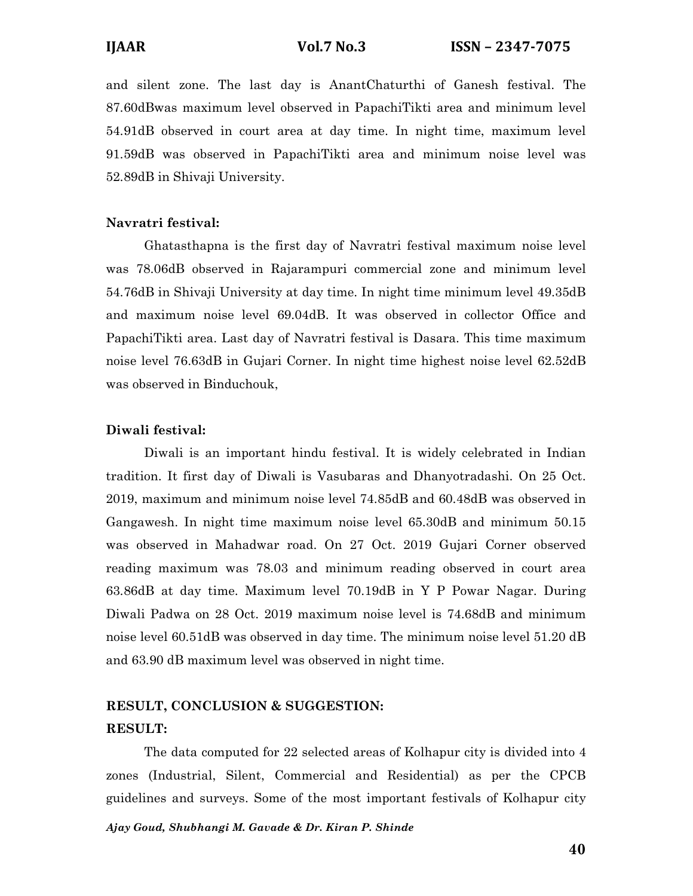and silent zone. The last day is AnantChaturthi of Ganesh festival. The 87.60dBwas maximum level observed in PapachiTikti area and minimum level 54.91dB observed in court area at day time. In night time, maximum level 91.59dB was observed in PapachiTikti area and minimum noise level was 52.89dB in Shivaji University.

**Navratri festival:**

Ghatasthapna is the first day of Navratri festival maximum noise level was 78.06dB observed in Rajarampuri commercial zone and minimum level 54.76dB in Shivaji University at day time. In night time minimum level 49.35dB and maximum noise level 69.04dB. It was observed in collector Office and PapachiTikti area. Last day of Navratri festival is Dasara. This time maximum noise level 76.63dB in Gujari Corner. In night time highest noise level 62.52dB was observed in Binduchouk,

**Diwali festival:**

Diwali is an important hindu festival. It is widely celebrated in Indian tradition. It first day of Diwali is Vasubaras and Dhanyotradashi. On 25 Oct. 2019, maximum and minimum noise level 74.85dB and 60.48dB was observed in Gangawesh. In night time maximum noise level 65.30dB and minimum 50.15 was observed in Mahadwar road. On 27 Oct. 2019 Gujari Corner observed reading maximum was 78.03 and minimum reading observed in court area 63.86dB at day time. Maximum level 70.19dB in Y P Powar Nagar. During Diwali Padwa on 28 Oct. 2019 maximum noise level is 74.68dB and minimum noise level 60.51dB was observed in day time. The minimum noise level 51.20 dB and 63.90 dB maximum level was observed in night time.

**RESULT, CONCLUSION & SUGGESTION:**

**RESULT:**

The data computed for 22 selected areas of Kolhapur city is divided into 4 zones (Industrial, Silent, Commercial and Residential) as per the CPCB guidelines and surveys. Some of the most important festivals of Kolhapur city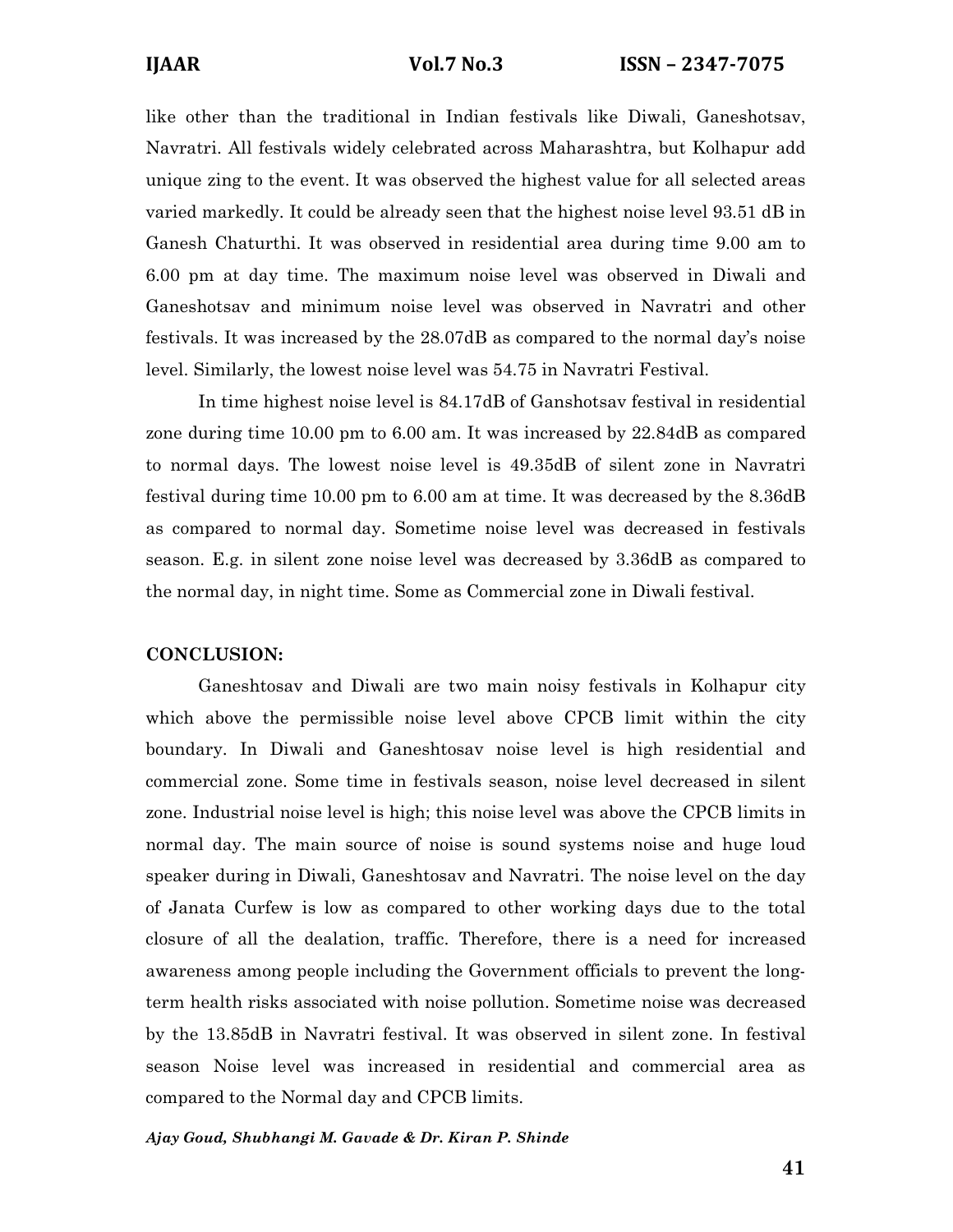like other than the traditional in Indian festivals like Diwali, Ganeshotsav, Navratri. All festivals widely celebrated across Maharashtra, but Kolhapur add unique zing to the event. It was observed the highest value for all selected areas varied markedly. It could be already seen that the highest noise level 93.51 dB in Ganesh Chaturthi. It was observed in residential area during time 9.00 am to 6.00 pm at day time. The maximum noise level was observed in Diwali and Ganeshotsav and minimum noise level was observed in Navratri and other festivals. It was increased by the 28.07dB as compared to the normal day's noise level. Similarly, the lowest noise level was 54.75 in Navratri Festival.

In time highest noise level is 84.17dB of Ganshotsav festival in residential zone during time 10.00 pm to 6.00 am. It was increased by 22.84dB as compared to normal days. The lowest noise level is 49.35dB of silent zone in Navratri festival during time 10.00 pm to 6.00 am at time. It was decreased by the 8.36dB as compared to normal day. Sometime noise level was decreased in festivals season. E.g. in silent zone noise level was decreased by 3.36dB as compared to the normal day, in night time. Some as Commercial zone in Diwali festival.

## CONCLUSION:

Ganeshtosav and Diwali are two main noisy festivals in Kolhapur city which above the permissible noise level above CPCB limit within the city boundary. In Diwali and Ganeshtosav noise level is high residential and commercial zone. Some time in festivals season, noise level decreased in silent zone. Industrial noise level is high; this noise level was above the CPCB limits in normal day. The main source of noise is sound systems noise and huge loud speaker during in Diwali, Ganeshtosav and Navratri. The noise level on the day of Janata Curfew is low as compared to other working days due to the total closure of all the dealation, traffic. Therefore, there is a need for increased awareness among people including the Government officials to prevent the long-term health risks associated with noise pollution. Sometime noise was decreased by the 13.85dB in Navratri festival. It was observed in silent zone. In festival season Noise level was increased in residential and commercial area as compared to the Normal day and CPCB limits.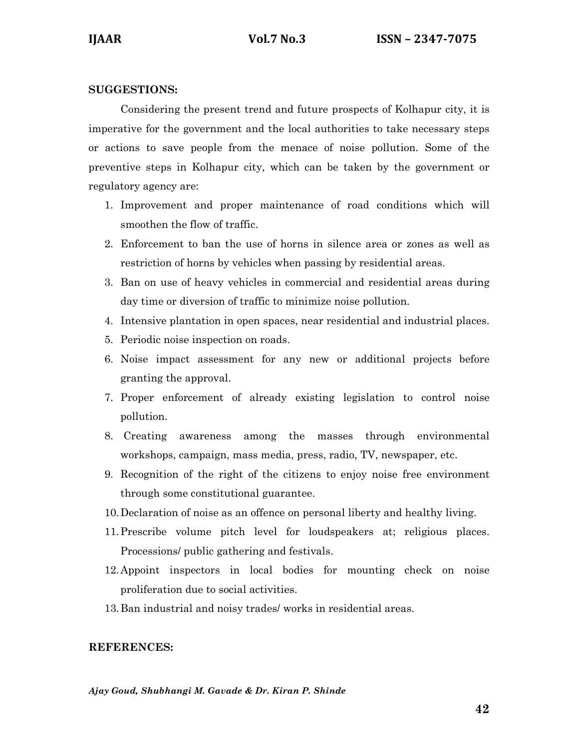**SUGGESTIONS:**

Considering the present trend and future prospects of Kolhapur city, it is imperative for the government and the local authorities to take necessary steps or actions to save people from the menace of noise pollution. Some of the preventive steps in Kolhapur city, which can be taken by the government or regulatory agency are:

1. Improvement and proper maintenance of road conditions which will smoothen the flow of traffic.
2. Enforcement to ban the use of horns in silence area or zones as well as restriction of horns by vehicles when passing by residential areas.
3. Ban on use of heavy vehicles in commercial and residential areas during day time or diversion of traffic to minimize noise pollution.
4. Intensive plantation in open spaces, near residential and industrial places.
5. Periodic noise inspection on roads.
6. Noise impact assessment for any new or additional projects before granting the approval.
7. Proper enforcement of already existing legislation to control noise pollution.
8. Creating awareness among the masses through environmental workshops, campaign, mass media, press, radio, TV, newspaper, etc.
9. Recognition of the right of the citizens to enjoy noise free environment through some constitutional guarantee.
10. Declaration of noise as an offence on personal liberty and healthy living.
11. Prescribe volume pitch level for loudspeakers at; religious places. Processions/ public gathering and festivals.
12. Appoint inspectors in local bodies for mounting check on noise proliferation due to social activities.
13. Ban industrial and noisy trades/ works in residential areas.

**REFERENCES:**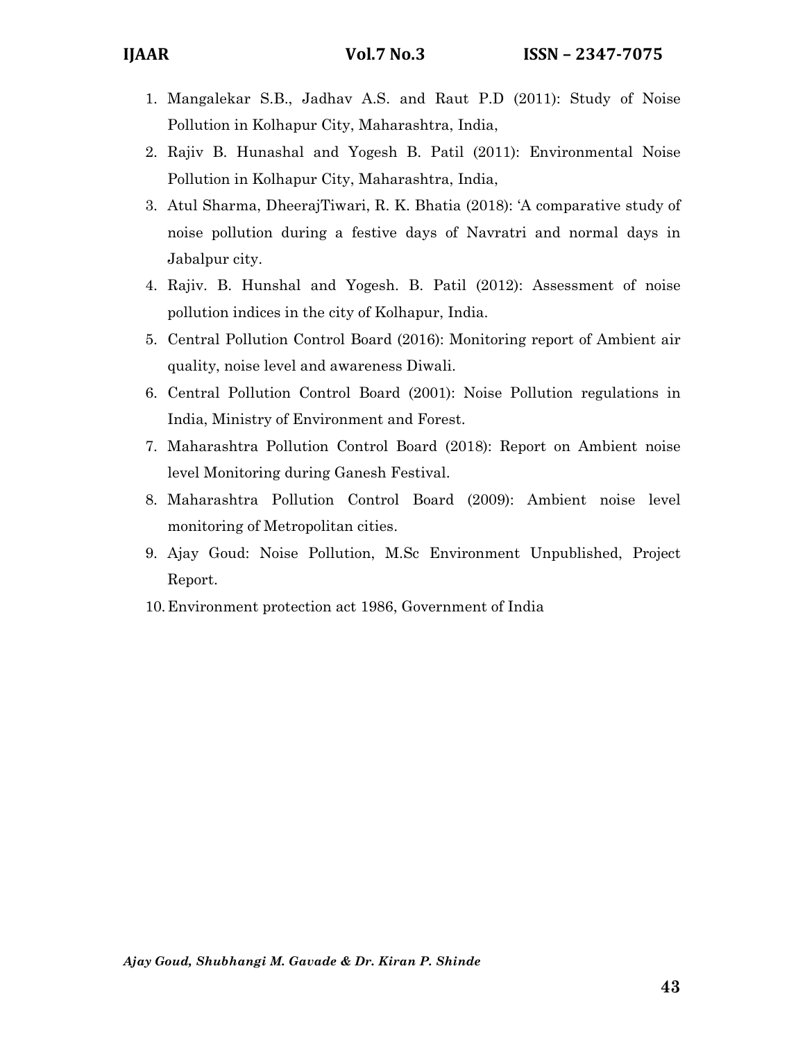1. Mangalekar S.B., Jadhav A.S. and Raut P.D (2011): Study of Noise Pollution in Kolhapur City, Maharashtra, India,
2. Rajiv B. Hunashal and Yogesh B. Patil (2011): Environmental Noise Pollution in Kolhapur City, Maharashtra, India,
3. Atul Sharma, DheerajTiwari, R. K. Bhatia (2018): 'A comparative study of noise pollution during a festive days of Navratri and normal days in Jabalpur city.
4. Rajiv. B. Hunshal and Yogesh. B. Patil (2012): Assessment of noise pollution indices in the city of Kolhapur, India.
5. Central Pollution Control Board (2016): Monitoring report of Ambient air quality, noise level and awareness Diwali.
6. Central Pollution Control Board (2001): Noise Pollution regulations in India, Ministry of Environment and Forest.
7. Maharashtra Pollution Control Board (2018): Report on Ambient noise level Monitoring during Ganesh Festival.
8. Maharashtra Pollution Control Board (2009): Ambient noise level monitoring of Metropolitan cities.
9. Ajay Goud: Noise Pollution, M.Sc Environment Unpublished, Project Report.
10. Environment protection act 1986, Government of India